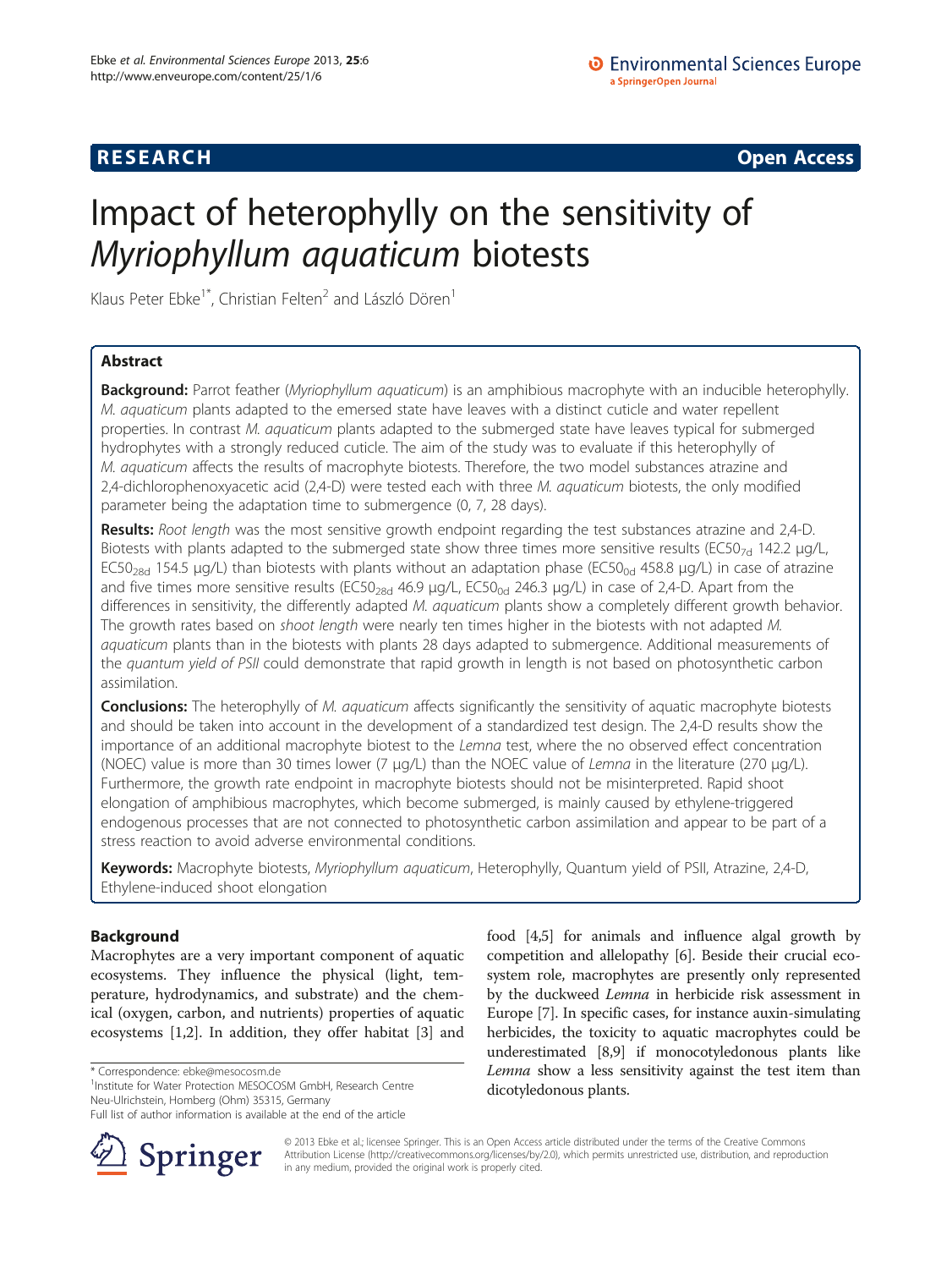**RESEARCH** **Open Access**

# Impact of heterophylly on the sensitivity of *Myriophyllum aquaticum* biotests

Klaus Peter Ebke[1*], Christian Felten[2] and László Dören[1]

## Abstract

**Background:** Parrot feather (*Myriophyllum aquaticum*) is an amphibious macrophyte with an inducible heterophylly. *M. aquaticum* plants adapted to the emersed state have leaves with a distinct cuticle and water repellent properties. In contrast *M. aquaticum* plants adapted to the submerged state have leaves typical for submerged hydrophytes with a strongly reduced cuticle. The aim of the study was to evaluate if this heterophylly of *M. aquaticum* affects the results of macrophyte biotests. Therefore, the two model substances atrazine and 2,4-dichlorophenoxyacetic acid (2,4-D) were tested each with three *M. aquaticum* biotests, the only modified parameter being the adaptation time to submergence (0, 7, 28 days).

**Results:** *Root length* was the most sensitive growth endpoint regarding the test substances atrazine and 2,4-D. Biotests with plants adapted to the submerged state show three times more sensitive results ($EC50_{7d}$ 142.2 μg/L, $EC50_{28d}$ 154.5 μg/L) than biotests with plants without an adaptation phase ($EC50_{0d}$ 458.8 μg/L) in case of atrazine and five times more sensitive results ($EC50_{28d}$ 46.9 μg/L, $EC50_{0d}$ 246.3 μg/L) in case of 2,4-D. Apart from the differences in sensitivity, the differently adapted *M. aquaticum* plants show a completely different growth behavior. The growth rates based on *shoot length* were nearly ten times higher in the biotests with not adapted *M. aquaticum* plants than in the biotests with plants 28 days adapted to submergence. Additional measurements of the *quantum yield of PSII* could demonstrate that rapid growth in length is not based on photosynthetic carbon assimilation.

**Conclusions:** The heterophylly of *M. aquaticum* affects significantly the sensitivity of aquatic macrophyte biotests and should be taken into account in the development of a standardized test design. The 2,4-D results show the importance of an additional macrophyte biotest to the *Lemna* test, where the no observed effect concentration (NOEC) value is more than 30 times lower (7 μg/L) than the NOEC value of *Lemna* in the literature (270 μg/L). Furthermore, the growth rate endpoint in macrophyte biotests should not be misinterpreted. Rapid shoot elongation of amphibious macrophytes, which become submerged, is mainly caused by ethylene-triggered endogenous processes that are not connected to photosynthetic carbon assimilation and appear to be part of a stress reaction to avoid adverse environmental conditions.

**Keywords:** Macrophyte biotests, *Myriophyllum aquaticum*, Heterophylly, Quantum yield of PSII, Atrazine, 2,4-D, Ethylene-induced shoot elongation

## Background

Macrophytes are a very important component of aquatic ecosystems. They influence the physical (light, temperature, hydrodynamics, and substrate) and the chemical (oxygen, carbon, and nutrients) properties of aquatic ecosystems [1,2]. In addition, they offer habitat [3] and food [4,5] for animals and influence algal growth by competition and allelopathy [6]. Beside their crucial ecosystem role, macrophytes are presently only represented by the duckweed *Lemna* in herbicide risk assessment in Europe [7]. In specific cases, for instance auxin-simulating herbicides, the toxicity to aquatic macrophytes could be underestimated [8,9] if monocotyledonous plants like *Lemna* show a less sensitivity against the test item than dicotyledonous plants.

\* Correspondence: ebke@mesocosm.de
[1]Institute for Water Protection MESOCOSM GmbH, Research Centre Neu-Ulrichstein, Homberg (Ohm) 35315, Germany
Full list of author information is available at the end of the article

© 2013 Ebke et al.; licensee Springer. This is an Open Access article distributed under the terms of the Creative Commons Attribution License (http://creativecommons.org/licenses/by/2.0), which permits unrestricted use, distribution, and reproduction in any medium, provided the original work is properly cited.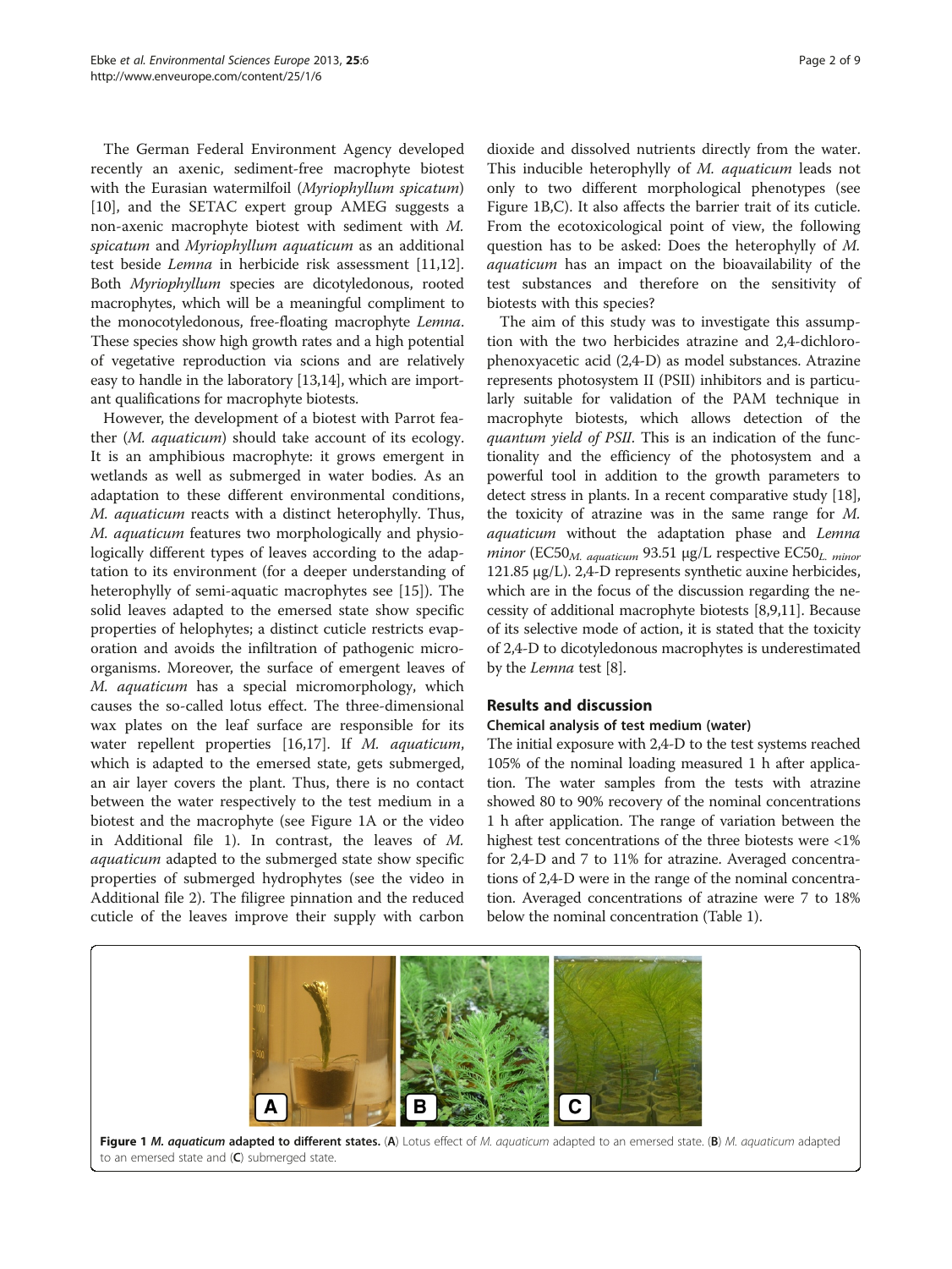The German Federal Environment Agency developed recently an axenic, sediment-free macrophyte biotest with the Eurasian watermilfoil (*Myriophyllum spicatum*) [10], and the SETAC expert group AMEG suggests a non-axenic macrophyte biotest with sediment with *M. spicatum* and *Myriophyllum aquaticum* as an additional test beside *Lemna* in herbicide risk assessment [11,12]. Both *Myriophyllum* species are dicotyledonous, rooted macrophytes, which will be a meaningful compliment to the monocotyledonous, free-floating macrophyte *Lemna*. These species show high growth rates and a high potential of vegetative reproduction via scions and are relatively easy to handle in the laboratory [13,14], which are important qualifications for macrophyte biotests.

However, the development of a biotest with Parrot feather (*M. aquaticum*) should take account of its ecology. It is an amphibious macrophyte: it grows emergent in wetlands as well as submerged in water bodies. As an adaptation to these different environmental conditions, *M. aquaticum* reacts with a distinct heterophylly. Thus, *M. aquaticum* features two morphologically and physiologically different types of leaves according to the adaptation to its environment (for a deeper understanding of heterophylly of semi-aquatic macrophytes see [15]). The solid leaves adapted to the emersed state show specific properties of helophytes; a distinct cuticle restricts evaporation and avoids the infiltration of pathogenic microorganisms. Moreover, the surface of emergent leaves of *M. aquaticum* has a special micromorphology, which causes the so-called lotus effect. The three-dimensional wax plates on the leaf surface are responsible for its water repellent properties [16,17]. If *M. aquaticum*, which is adapted to the emersed state, gets submerged, an air layer covers the plant. Thus, there is no contact between the water respectively to the test medium in a biotest and the macrophyte (see Figure 1A or the video in Additional file 1). In contrast, the leaves of *M. aquaticum* adapted to the submerged state show specific properties of submerged hydrophytes (see the video in Additional file 2). The filigree pinnation and the reduced cuticle of the leaves improve their supply with carbon dioxide and dissolved nutrients directly from the water. This inducible heterophylly of *M. aquaticum* leads not only to two different morphological phenotypes (see Figure 1B,C). It also affects the barrier trait of its cuticle. From the ecotoxicological point of view, the following question has to be asked: Does the heterophylly of *M. aquaticum* has an impact on the bioavailability of the test substances and therefore on the sensitivity of biotests with this species?

The aim of this study was to investigate this assumption with the two herbicides atrazine and 2,4-dichlorophenoxyacetic acid (2,4-D) as model substances. Atrazine represents photosystem II (PSII) inhibitors and is particularly suitable for validation of the PAM technique in macrophyte biotests, which allows detection of the *quantum yield of PSII*. This is an indication of the functionality and the efficiency of the photosystem and a powerful tool in addition to the growth parameters to detect stress in plants. In a recent comparative study [18], the toxicity of atrazine was in the same range for *M. aquaticum* without the adaptation phase and *Lemna minor* ($EC50_{M.\ aquaticum}$ 93.51 μg/L respective $EC50_{L.\ minor}$ 121.85 μg/L). 2,4-D represents synthetic auxine herbicides, which are in the focus of the discussion regarding the necessity of additional macrophyte biotests [8,9,11]. Because of its selective mode of action, it is stated that the toxicity of 2,4-D to dicotyledonous macrophytes is underestimated by the *Lemna* test [8].

## Results and discussion

### Chemical analysis of test medium (water)

The initial exposure with 2,4-D to the test systems reached 105% of the nominal loading measured 1 h after application. The water samples from the tests with atrazine showed 80 to 90% recovery of the nominal concentrations 1 h after application. The range of variation between the highest test concentrations of the three biotests were <1% for 2,4-D and 7 to 11% for atrazine. Averaged concentrations of 2,4-D were in the range of the nominal concentration. Averaged concentrations of atrazine were 7 to 18% below the nominal concentration (Table 1).

**Figure 1** *M. aquaticum* **adapted to different states.** (**A**) Lotus effect of *M. aquaticum* adapted to an emersed state. (**B**) *M. aquaticum* adapted to an emersed state and (**C**) submerged state.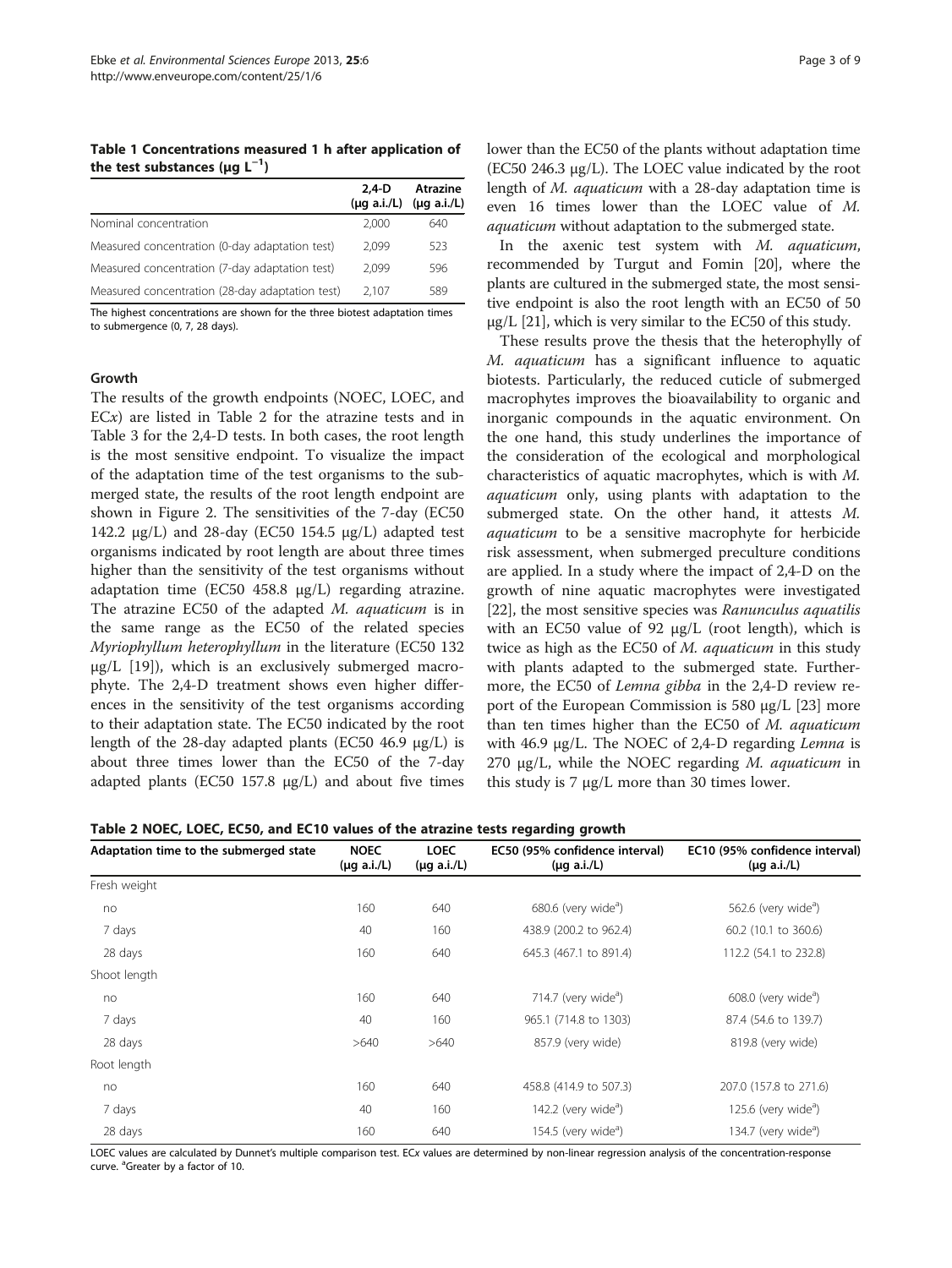**Table 1 Concentrations measured 1 h after application of the test substances (µg L$^{-1}$)**

| | 2,4-D (µg a.i./L) | Atrazine (µg a.i./L) |
|---|---|---|
| Nominal concentration | 2,000 | 640 |
| Measured concentration (0-day adaptation test) | 2,099 | 523 |
| Measured concentration (7-day adaptation test) | 2,099 | 596 |
| Measured concentration (28-day adaptation test) | 2,107 | 589 |

The highest concentrations are shown for the three biotest adaptation times to submergence (0, 7, 28 days).

### Growth

The results of the growth endpoints (NOEC, LOEC, and EC*x*) are listed in Table 2 for the atrazine tests and in Table 3 for the 2,4-D tests. In both cases, the root length is the most sensitive endpoint. To visualize the impact of the adaptation time of the test organisms to the submerged state, the results of the root length endpoint are shown in Figure 2. The sensitivities of the 7-day (EC50 142.2 µg/L) and 28-day (EC50 154.5 µg/L) adapted test organisms indicated by root length are about three times higher than the sensitivity of the test organisms without adaptation time (EC50 458.8 µg/L) regarding atrazine. The atrazine EC50 of the adapted *M. aquaticum* is in the same range as the EC50 of the related species *Myriophyllum heterophyllum* in the literature (EC50 132 µg/L [19]), which is an exclusively submerged macrophyte. The 2,4-D treatment shows even higher differences in the sensitivity of the test organisms according to their adaptation state. The EC50 indicated by the root length of the 28-day adapted plants (EC50 46.9 µg/L) is about three times lower than the EC50 of the 7-day adapted plants (EC50 157.8 µg/L) and about five times lower than the EC50 of the plants without adaptation time (EC50 246.3 µg/L). The LOEC value indicated by the root length of *M. aquaticum* with a 28-day adaptation time is even 16 times lower than the LOEC value of *M. aquaticum* without adaptation to the submerged state.

In the axenic test system with *M. aquaticum*, recommended by Turgut and Fomin [20], where the plants are cultured in the submerged state, the most sensitive endpoint is also the root length with an EC50 of 50 µg/L [21], which is very similar to the EC50 of this study.

These results prove the thesis that the heterophylly of *M. aquaticum* has a significant influence to aquatic biotests. Particularly, the reduced cuticle of submerged macrophytes improves the bioavailability to organic and inorganic compounds in the aquatic environment. On the one hand, this study underlines the importance of the consideration of the ecological and morphological characteristics of aquatic macrophytes, which is with *M. aquaticum* only, using plants with adaptation to the submerged state. On the other hand, it attests *M. aquaticum* to be a sensitive macrophyte for herbicide risk assessment, when submerged preculture conditions are applied. In a study where the impact of 2,4-D on the growth of nine aquatic macrophytes were investigated [22], the most sensitive species was *Ranunculus aquatilis* with an EC50 value of 92 µg/L (root length), which is twice as high as the EC50 of *M. aquaticum* in this study with plants adapted to the submerged state. Furthermore, the EC50 of *Lemna gibba* in the 2,4-D review report of the European Commission is 580 µg/L [23] more than ten times higher than the EC50 of *M. aquaticum* with 46.9 µg/L. The NOEC of 2,4-D regarding *Lemna* is 270 µg/L, while the NOEC regarding *M. aquaticum* in this study is 7 µg/L more than 30 times lower.

**Table 2 NOEC, LOEC, EC50, and EC10 values of the atrazine tests regarding growth**

| Adaptation time to the submerged state | NOEC (µg a.i./L) | LOEC (µg a.i./L) | EC50 (95% confidence interval) (µg a.i./L) | EC10 (95% confidence interval) (µg a.i./L) |
|---|---|---|---|---|
| Fresh weight | | | | |
| no | 160 | 640 | 680.6 (very wide[a]) | 562.6 (very wide[a]) |
| 7 days | 40 | 160 | 438.9 (200.2 to 962.4) | 60.2 (10.1 to 360.6) |
| 28 days | 160 | 640 | 645.3 (467.1 to 891.4) | 112.2 (54.1 to 232.8) |
| Shoot length | | | | |
| no | 160 | 640 | 714.7 (very wide[a]) | 608.0 (very wide[a]) |
| 7 days | 40 | 160 | 965.1 (714.8 to 1303) | 87.4 (54.6 to 139.7) |
| 28 days | >640 | >640 | 857.9 (very wide) | 819.8 (very wide) |
| Root length | | | | |
| no | 160 | 640 | 458.8 (414.9 to 507.3) | 207.0 (157.8 to 271.6) |
| 7 days | 40 | 160 | 142.2 (very wide[a]) | 125.6 (very wide[a]) |
| 28 days | 160 | 640 | 154.5 (very wide[a]) | 134.7 (very wide[a]) |

LOEC values are calculated by Dunnet's multiple comparison test. EC*x* values are determined by non-linear regression analysis of the concentration-response curve. [a]Greater by a factor of 10.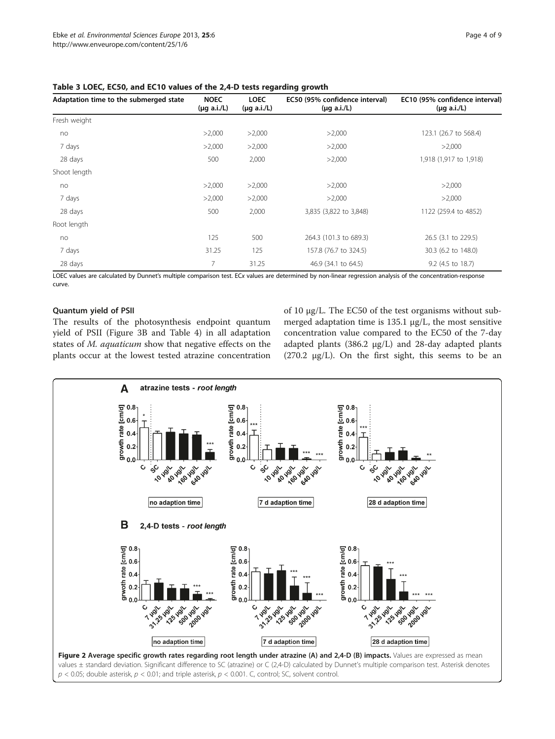**Table 3 LOEC, EC50, and EC10 values of the 2,4-D tests regarding growth**

| Adaptation time to the submerged state | NOEC (μg a.i./L) | LOEC (μg a.i./L) | EC50 (95% confidence interval) (μg a.i./L) | EC10 (95% confidence interval) (μg a.i./L) |
|---|---|---|---|---|
| Fresh weight | | | | |
| no | >2,000 | >2,000 | >2,000 | 123.1 (26.7 to 568.4) |
| 7 days | >2,000 | >2,000 | >2,000 | >2,000 |
| 28 days | 500 | 2,000 | >2,000 | 1,918 (1,917 to 1,918) |
| Shoot length | | | | |
| no | >2,000 | >2,000 | >2,000 | >2,000 |
| 7 days | >2,000 | >2,000 | >2,000 | >2,000 |
| 28 days | 500 | 2,000 | 3,835 (3,822 to 3,848) | 1122 (259.4 to 4852) |
| Root length | | | | |
| no | 125 | 500 | 264.3 (101.3 to 689.3) | 26.5 (3.1 to 229.5) |
| 7 days | 31.25 | 125 | 157.8 (76.7 to 324.5) | 30.3 (6.2 to 148.0) |
| 28 days | 7 | 31.25 | 46.9 (34.1 to 64.5) | 9.2 (4.5 to 18.7) |

LOEC values are calculated by Dunnet's multiple comparison test. EC*x* values are determined by non-linear regression analysis of the concentration-response curve.

### Quantum yield of PSII

The results of the photosynthesis endpoint quantum yield of PSII (Figure 3B and Table 4) in all adaptation states of *M. aquaticum* show that negative effects on the plants occur at the lowest tested atrazine concentration of 10 μg/L. The EC50 of the test organisms without submerged adaptation time is 135.1 μg/L, the most sensitive concentration value compared to the EC50 of the 7-day adapted plants (386.2 μg/L) and 28-day adapted plants (270.2 μg/L). On the first sight, this seems to be an

**Figure 2 Average specific growth rates regarding root length under atrazine (A) and 2,4-D (B) impacts.** Values are expressed as mean values ± standard deviation. Significant difference to SC (atrazine) or C (2,4-D) calculated by Dunnet's multiple comparison test. Asterisk denotes $p < 0.05$; double asterisk, $p < 0.01$; and triple asterisk, $p < 0.001$. C, control; SC, solvent control.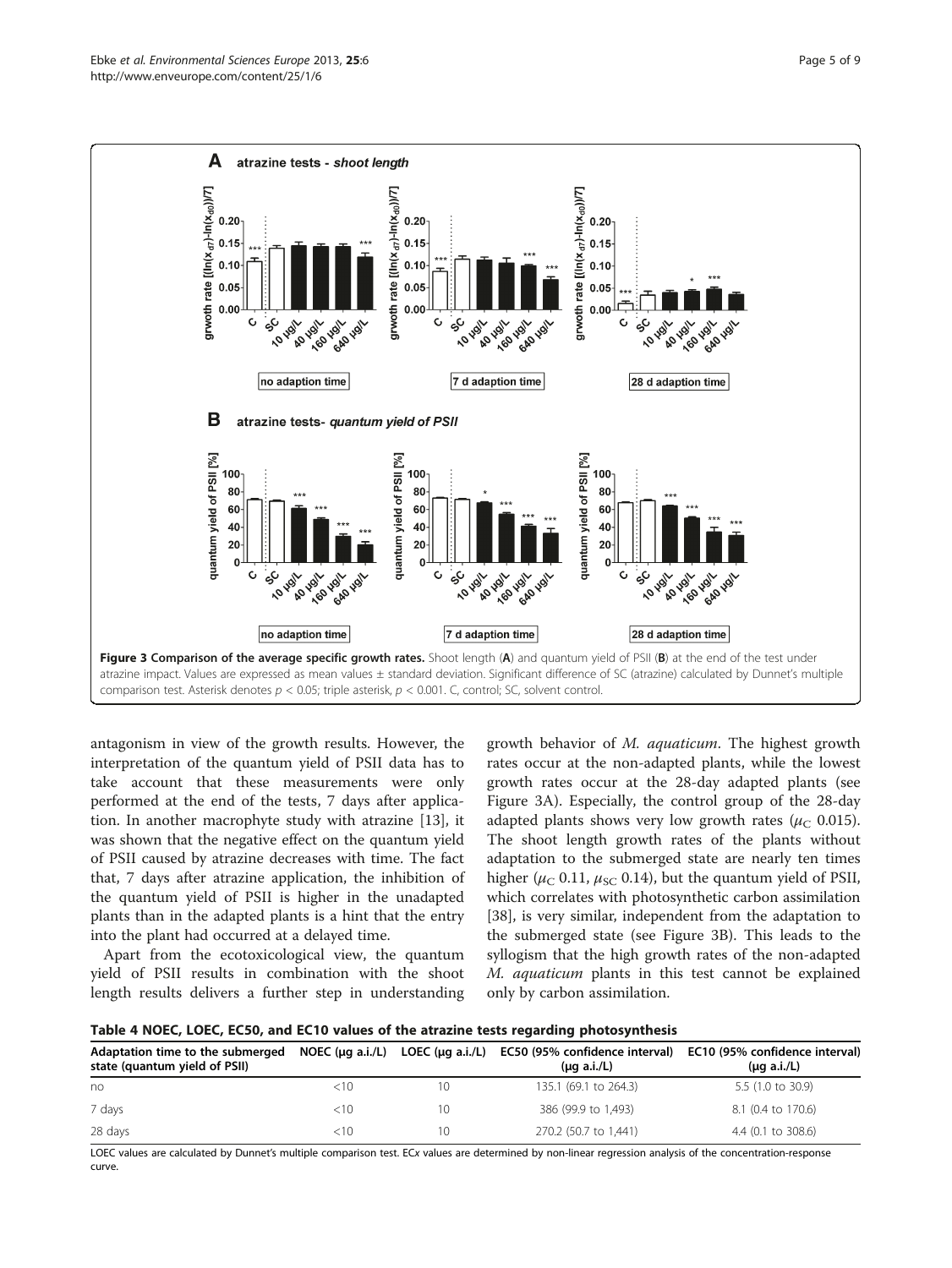Figure 3 Comparison of the average specific growth rates. Shoot length (A) and quantum yield of PSII (B) at the end of the test under atrazine impact. Values are expressed as mean values ± standard deviation. Significant difference of SC (atrazine) calculated by Dunnet's multiple comparison test. Asterisk denotes $p < 0.05$; triple asterisk, $p < 0.001$. C, control; SC, solvent control.

antagonism in view of the growth results. However, the interpretation of the quantum yield of PSII data has to take account that these measurements were only performed at the end of the tests, 7 days after application. In another macrophyte study with atrazine [13], it was shown that the negative effect on the quantum yield of PSII caused by atrazine decreases with time. The fact that, 7 days after atrazine application, the inhibition of the quantum yield of PSII is higher in the unadapted plants than in the adapted plants is a hint that the entry into the plant had occurred at a delayed time.

Apart from the ecotoxicological view, the quantum yield of PSII results in combination with the shoot length results delivers a further step in understanding growth behavior of *M. aquaticum*. The highest growth rates occur at the non-adapted plants, while the lowest growth rates occur at the 28-day adapted plants (see Figure 3A). Especially, the control group of the 28-day adapted plants shows very low growth rates ($\mu_C$ 0.015). The shoot length growth rates of the plants without adaptation to the submerged state are nearly ten times higher ($\mu_C$ 0.11, $\mu_{SC}$ 0.14), but the quantum yield of PSII, which correlates with photosynthetic carbon assimilation [38], is very similar, independent from the adaptation to the submerged state (see Figure 3B). This leads to the syllogism that the high growth rates of the non-adapted *M. aquaticum* plants in this test cannot be explained only by carbon assimilation.

**Table 4 NOEC, LOEC, EC50, and EC10 values of the atrazine tests regarding photosynthesis**

| Adaptation time to the submerged state (quantum yield of PSII) | NOEC (μg a.i./L) | LOEC (μg a.i./L) | EC50 (95% confidence interval) (μg a.i./L) | EC10 (95% confidence interval) (μg a.i./L) |
|---|---|---|---|---|
| no | <10 | 10 | 135.1 (69.1 to 264.3) | 5.5 (1.0 to 30.9) |
| 7 days | <10 | 10 | 386 (99.9 to 1,493) | 8.1 (0.4 to 170.6) |
| 28 days | <10 | 10 | 270.2 (50.7 to 1,441) | 4.4 (0.1 to 308.6) |

LOEC values are calculated by Dunnet's multiple comparison test. EC*x* values are determined by non-linear regression analysis of the concentration-response curve.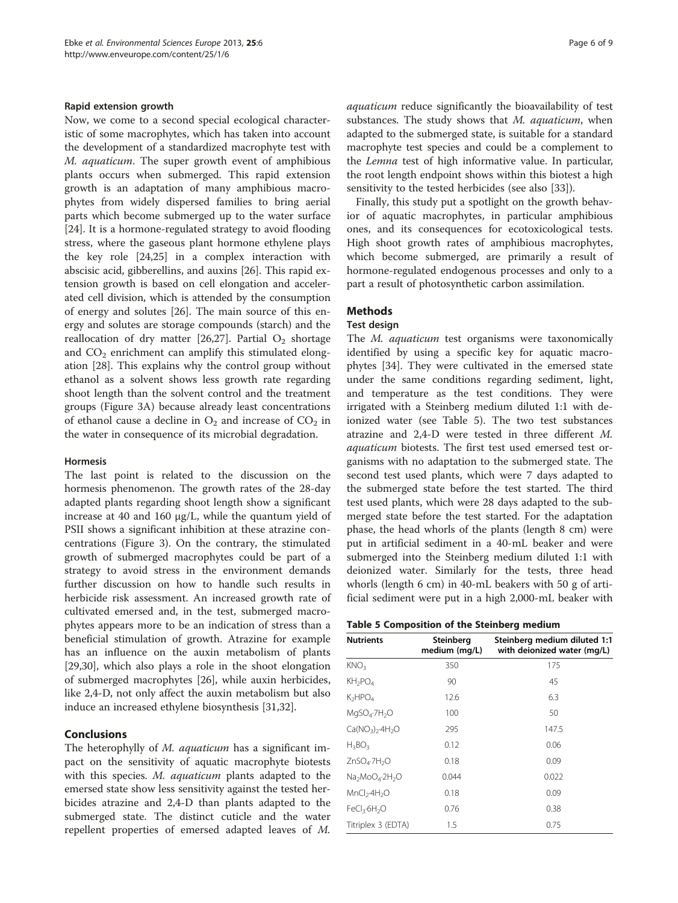#### Rapid extension growth

Now, we come to a second special ecological characteristic of some macrophytes, which has taken into account the development of a standardized macrophyte test with *M. aquaticum*. The super growth event of amphibious plants occurs when submerged. This rapid extension growth is an adaptation of many amphibious macrophytes from widely dispersed families to bring aerial parts which become submerged up to the water surface [24]. It is a hormone-regulated strategy to avoid flooding stress, where the gaseous plant hormone ethylene plays the key role [24,25] in a complex interaction with abscisic acid, gibberellins, and auxins [26]. This rapid extension growth is based on cell elongation and accelerated cell division, which is attended by the consumption of energy and solutes [26]. The main source of this energy and solutes are storage compounds (starch) and the reallocation of dry matter [26,27]. Partial $O_2$ shortage and $CO_2$ enrichment can amplify this stimulated elongation [28]. This explains why the control group without ethanol as a solvent shows less growth rate regarding shoot length than the solvent control and the treatment groups (Figure 3A) because already least concentrations of ethanol cause a decline in $O_2$ and increase of $CO_2$ in the water in consequence of its microbial degradation.

#### Hormesis

The last point is related to the discussion on the hormesis phenomenon. The growth rates of the 28-day adapted plants regarding shoot length show a significant increase at 40 and 160 μg/L, while the quantum yield of PSII shows a significant inhibition at these atrazine concentrations (Figure 3). On the contrary, the stimulated growth of submerged macrophytes could be part of a strategy to avoid stress in the environment demands further discussion on how to handle such results in herbicide risk assessment. An increased growth rate of cultivated emersed and, in the test, submerged macrophytes appears more to be an indication of stress than a beneficial stimulation of growth. Atrazine for example has an influence on the auxin metabolism of plants [29,30], which also plays a role in the shoot elongation of submerged macrophytes [26], while auxin herbicides, like 2,4-D, not only affect the auxin metabolism but also induce an increased ethylene biosynthesis [31,32].

## Conclusions

The heterophylly of *M. aquaticum* has a significant impact on the sensitivity of aquatic macrophyte biotests with this species. *M. aquaticum* plants adapted to the emersed state show less sensitivity against the tested herbicides atrazine and 2,4-D than plants adapted to the submerged state. The distinct cuticle and the water repellent properties of emersed adapted leaves of *M. aquaticum* reduce significantly the bioavailability of test substances. The study shows that *M. aquaticum*, when adapted to the submerged state, is suitable for a standard macrophyte test species and could be a complement to the *Lemna* test of high informative value. In particular, the root length endpoint shows within this biotest a high sensitivity to the tested herbicides (see also [33]).

Finally, this study put a spotlight on the growth behavior of aquatic macrophytes, in particular amphibious ones, and its consequences for ecotoxicological tests. High shoot growth rates of amphibious macrophytes, which become submerged, are primarily a result of hormone-regulated endogenous processes and only to a part a result of photosynthetic carbon assimilation.

## Methods

### Test design

The *M. aquaticum* test organisms were taxonomically identified by using a specific key for aquatic macrophytes [34]. They were cultivated in the emersed state under the same conditions regarding sediment, light, and temperature as the test conditions. They were irrigated with a Steinberg medium diluted 1:1 with deionized water (see Table 5). The two test substances atrazine and 2,4-D were tested in three different *M. aquaticum* biotests. The first test used emersed test organisms with no adaptation to the submerged state. The second test used plants, which were 7 days adapted to the submerged state before the test started. The third test used plants, which were 28 days adapted to the submerged state before the test started. For the adaptation phase, the head whorls of the plants (length 8 cm) were put in artificial sediment in a 40-mL beaker and were submerged into the Steinberg medium diluted 1:1 with deionized water. Similarly for the tests, three head whorls (length 6 cm) in 40-mL beakers with 50 g of artificial sediment were put in a high 2,000-mL beaker with

**Table 5 Composition of the Steinberg medium**

| Nutrients | Steinberg medium (mg/L) | Steinberg medium diluted 1:1 with deionized water (mg/L) |
|---|---|---|
| $KNO_3$ | 350 | 175 |
| $KH_2PO_4$ | 90 | 45 |
| $K_2HPO_4$ | 12.6 | 6.3 |
| $MgSO_4{\cdot}7H_2O$ | 100 | 50 |
| $Ca(NO_3)_2{\cdot}4H_2O$ | 295 | 147.5 |
| $H_3BO_3$ | 0.12 | 0.06 |
| $ZnSO_4{\cdot}7H_2O$ | 0.18 | 0.09 |
| $Na_2MoO_4{\cdot}2H_2O$ | 0.044 | 0.022 |
| $MnCl_2{\cdot}4H_2O$ | 0.18 | 0.09 |
| $FeCl_3{\cdot}6H_2O$ | 0.76 | 0.38 |
| Titriplex 3 (EDTA) | 1.5 | 0.75 |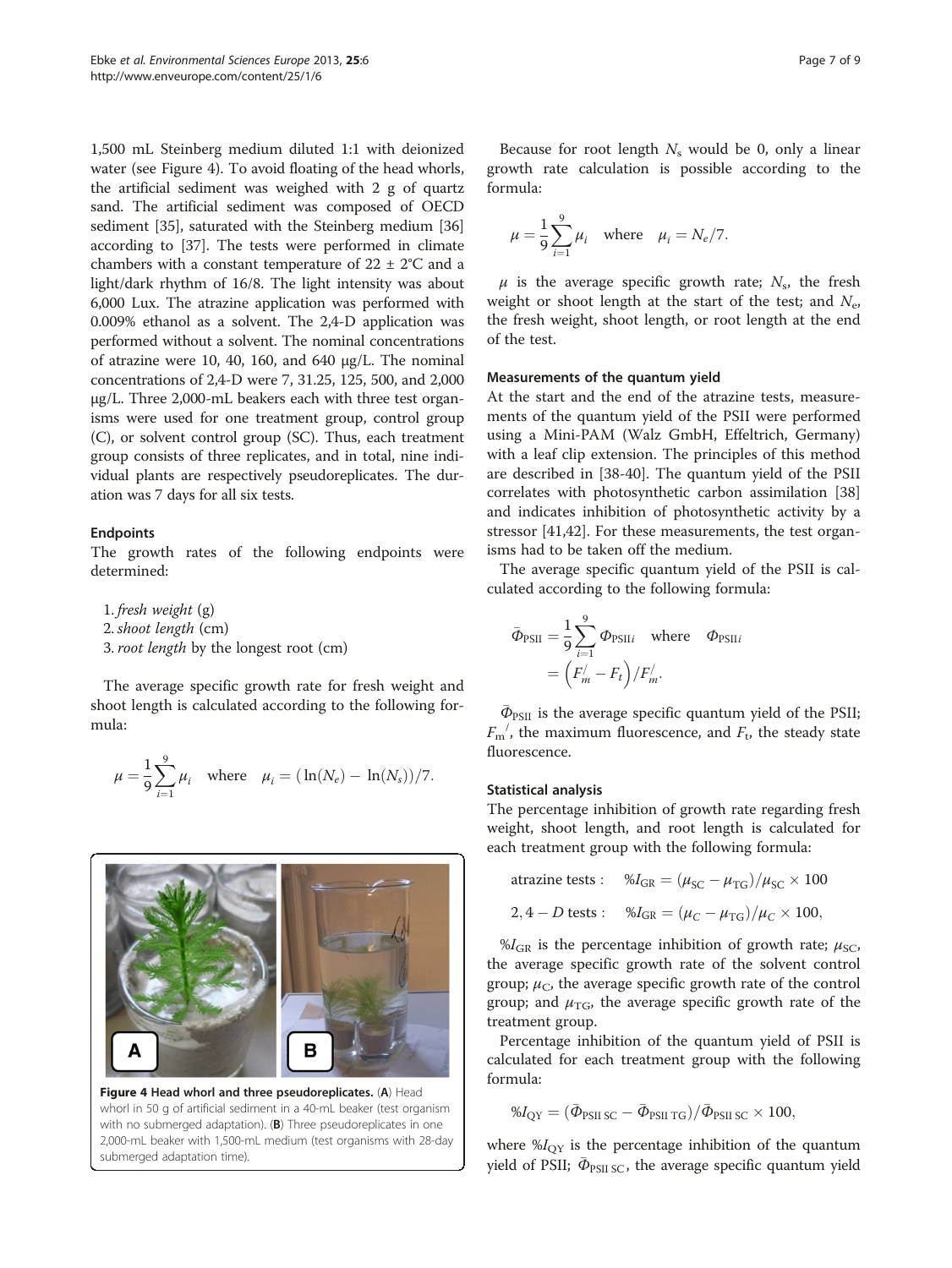1,500 mL Steinberg medium diluted 1:1 with deionized water (see Figure 4). To avoid floating of the head whorls, the artificial sediment was weighed with 2 g of quartz sand. The artificial sediment was composed of OECD sediment [35], saturated with the Steinberg medium [36] according to [37]. The tests were performed in climate chambers with a constant temperature of 22 ± 2°C and a light/dark rhythm of 16/8. The light intensity was about 6,000 Lux. The atrazine application was performed with 0.009% ethanol as a solvent. The 2,4-D application was performed without a solvent. The nominal concentrations of atrazine were 10, 40, 160, and 640 μg/L. The nominal concentrations of 2,4-D were 7, 31.25, 125, 500, and 2,000 μg/L. Three 2,000-mL beakers each with three test organisms were used for one treatment group, control group (C), or solvent control group (SC). Thus, each treatment group consists of three replicates, and in total, nine individual plants are respectively pseudoreplicates. The duration was 7 days for all six tests.

#### Endpoints

The growth rates of the following endpoints were determined:

1. *fresh weight* (g)
2. *shoot length* (cm)
3. *root length* by the longest root (cm)

The average specific growth rate for fresh weight and shoot length is calculated according to the following formula:

$$\mu = \frac{1}{9}\sum_{i=1}^{9}\mu_i \quad \text{where} \quad \mu_i = (\ln(N_e) - \ln(N_s))/7.$$

Figure 4 Head whorl and three pseudoreplicates. (A) Head whorl in 50 g of artificial sediment in a 40-mL beaker (test organism with no submerged adaptation). (B) Three pseudoreplicates in one 2,000-mL beaker with 1,500-mL medium (test organisms with 28-day submerged adaptation time).

Because for root length $N_s$ would be 0, only a linear growth rate calculation is possible according to the formula:

$$\mu = \frac{1}{9}\sum_{i=1}^{9}\mu_i \quad \text{where} \quad \mu_i = N_e/7.$$

$\mu$ is the average specific growth rate; $N_s$, the fresh weight or shoot length at the start of the test; and $N_e$, the fresh weight, shoot length, or root length at the end of the test.

#### Measurements of the quantum yield

At the start and the end of the atrazine tests, measurements of the quantum yield of the PSII were performed using a Mini-PAM (Walz GmbH, Effeltrich, Germany) with a leaf clip extension. The principles of this method are described in [38-40]. The quantum yield of the PSII correlates with photosynthetic carbon assimilation [38] and indicates inhibition of photosynthetic activity by a stressor [41,42]. For these measurements, the test organisms had to be taken off the medium.

The average specific quantum yield of the PSII is calculated according to the following formula:

$$\bar{\Phi}_{\text{PSII}} = \frac{1}{9}\sum_{i=1}^{9}\Phi_{\text{PSII}i} \quad \text{where} \quad \Phi_{\text{PSII}i} = \left(F_m^{/} - F_t\right)/F_m^{/}.$$

$\bar{\Phi}_{\text{PSII}}$ is the average specific quantum yield of the PSII; $F_m{}^{/}$, the maximum fluorescence, and $F_t$, the steady state fluorescence.

#### Statistical analysis

The percentage inhibition of growth rate regarding fresh weight, shoot length, and root length is calculated for each treatment group with the following formula:

$$\text{atrazine tests:} \quad \%I_{\text{GR}} = (\mu_{\text{SC}} - \mu_{\text{TG}})/\mu_{\text{SC}} \times 100$$

$$2,4-D \text{ tests:} \quad \%I_{\text{GR}} = (\mu_C - \mu_{\text{TG}})/\mu_C \times 100,$$

$\%I_{\text{GR}}$ is the percentage inhibition of growth rate; $\mu_{\text{SC}}$, the average specific growth rate of the solvent control group; $\mu_C$, the average specific growth rate of the control group; and $\mu_{\text{TG}}$, the average specific growth rate of the treatment group.

Percentage inhibition of the quantum yield of PSII is calculated for each treatment group with the following formula:

$$\%I_{\text{QY}} = (\bar{\Phi}_{\text{PSII SC}} - \bar{\Phi}_{\text{PSII TG}})/\bar{\Phi}_{\text{PSII SC}} \times 100,$$

where $\%I_{\text{QY}}$ is the percentage inhibition of the quantum yield of PSII; $\bar{\Phi}_{\text{PSII SC}}$, the average specific quantum yield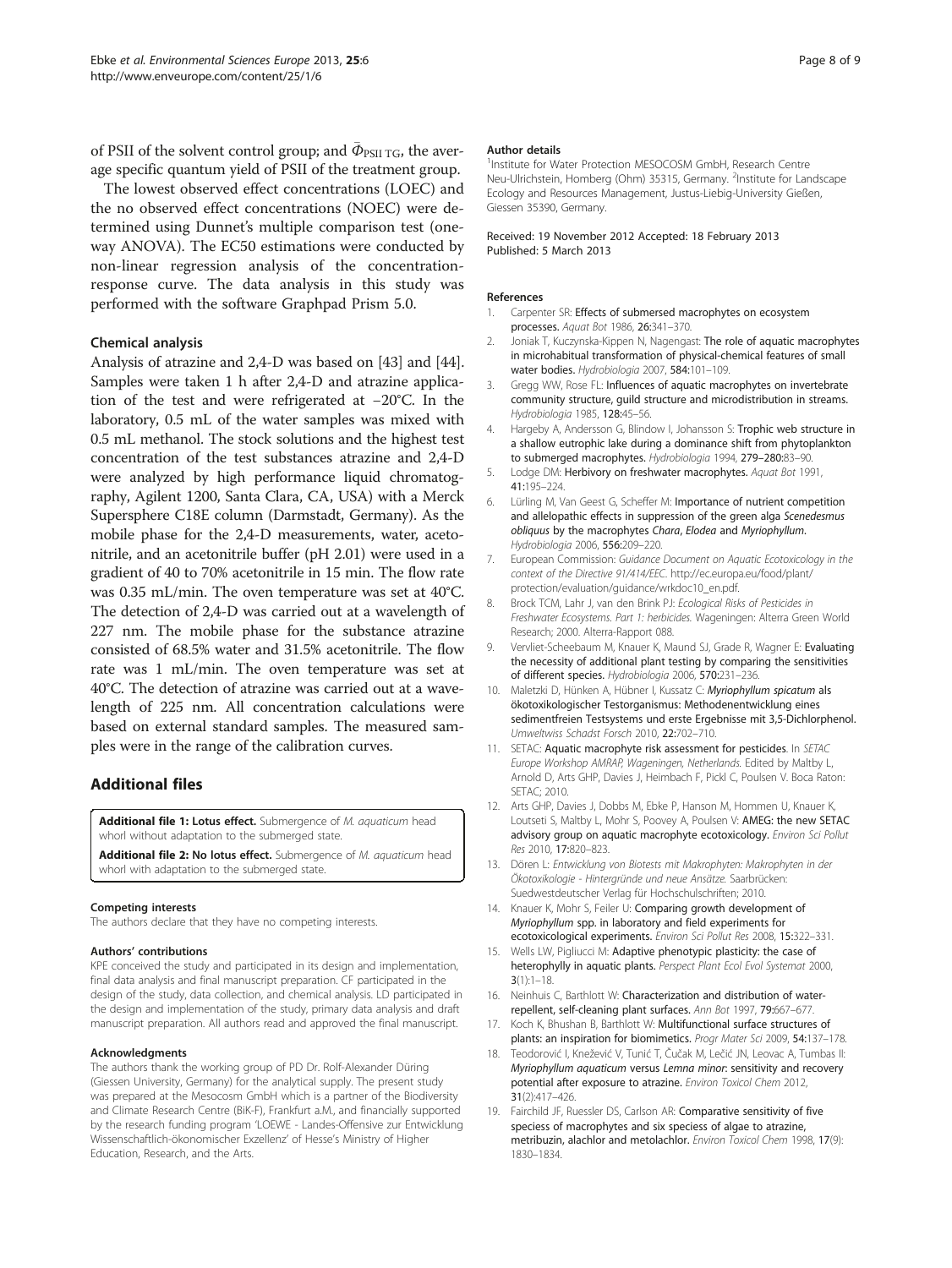of PSII of the solvent control group; and $\bar{\Phi}_{PSII\ TG}$, the average specific quantum yield of PSII of the treatment group.

The lowest observed effect concentrations (LOEC) and the no observed effect concentrations (NOEC) were determined using Dunnet's multiple comparison test (one-way ANOVA). The EC50 estimations were conducted by non-linear regression analysis of the concentration-response curve. The data analysis in this study was performed with the software Graphpad Prism 5.0.

### Chemical analysis

Analysis of atrazine and 2,4-D was based on [43] and [44]. Samples were taken 1 h after 2,4-D and atrazine application of the test and were refrigerated at −20°C. In the laboratory, 0.5 mL of the water samples was mixed with 0.5 mL methanol. The stock solutions and the highest test concentration of the test substances atrazine and 2,4-D were analyzed by high performance liquid chromatography, Agilent 1200, Santa Clara, CA, USA) with a Merck Supersphere C18E column (Darmstadt, Germany). As the mobile phase for the 2,4-D measurements, water, acetonitrile, and an acetonitrile buffer (pH 2.01) were used in a gradient of 40 to 70% acetonitrile in 15 min. The flow rate was 0.35 mL/min. The oven temperature was set at 40°C. The detection of 2,4-D was carried out at a wavelength of 227 nm. The mobile phase for the substance atrazine consisted of 68.5% water and 31.5% acetonitrile. The flow rate was 1 mL/min. The oven temperature was set at 40°C. The detection of atrazine was carried out at a wavelength of 225 nm. All concentration calculations were based on external standard samples. The measured samples were in the range of the calibration curves.

## Additional files

**Additional file 1: Lotus effect.** Submergence of *M. aquaticum* head whorl without adaptation to the submerged state.

**Additional file 2: No lotus effect.** Submergence of *M. aquaticum* head whorl with adaptation to the submerged state.

#### Competing interests

The authors declare that they have no competing interests.

#### Authors' contributions

KPE conceived the study and participated in its design and implementation, final data analysis and final manuscript preparation. CF participated in the design of the study, data collection, and chemical analysis. LD participated in the design and implementation of the study, primary data analysis and draft manuscript preparation. All authors read and approved the final manuscript.

#### Acknowledgments

The authors thank the working group of PD Dr. Rolf-Alexander Düring (Giessen University, Germany) for the analytical supply. The present study was prepared at the Mesocosm GmbH which is a partner of the Biodiversity and Climate Research Centre (BiK-F), Frankfurt a.M., and financially supported by the research funding program 'LOEWE - Landes-Offensive zur Entwicklung Wissenschaftlich-ökonomischer Exzellenz' of Hesse's Ministry of Higher Education, Research, and the Arts.

#### Author details

[1]Institute for Water Protection MESOCOSM GmbH, Research Centre Neu-Ulrichstein, Homberg (Ohm) 35315, Germany. [2]Institute for Landscape Ecology and Resources Management, Justus-Liebig-University Gießen, Giessen 35390, Germany.

Received: 19 November 2012 Accepted: 18 February 2013
Published: 5 March 2013

#### References

1. Carpenter SR: **Effects of submersed macrophytes on ecosystem processes.** *Aquat Bot* 1986, **26:**341–370.
2. Joniak T, Kuczynska-Kippen N, Nagengast: **The role of aquatic macrophytes in microhabitual transformation of physical-chemical features of small water bodies.** *Hydrobiologia* 2007, **584:**101–109.
3. Gregg WW, Rose FL: **Influences of aquatic macrophytes on invertebrate community structure, guild structure and microdistribution in streams.** *Hydrobiologia* 1985, **128:**45–56.
4. Hargeby A, Andersson G, Blindow I, Johansson S: **Trophic web structure in a shallow eutrophic lake during a dominance shift from phytoplankton to submerged macrophytes.** *Hydrobiologia* 1994, **279–280:**83–90.
5. Lodge DM: **Herbivory on freshwater macrophytes.** *Aquat Bot* 1991, **41:**195–224.
6. Lürling M, Van Geest G, Scheffer M: **Importance of nutrient competition and allelopathic effects in suppression of the green alga *Scenedesmus obliquus* by the macrophytes *Chara*, *Elodea* and *Myriophyllum*.** *Hydrobiologia* 2006, **556:**209–220.
7. European Commission: *Guidance Document on Aquatic Ecotoxicology in the context of the Directive 91/414/EEC.* http://ec.europa.eu/food/plant/protection/evaluation/guidance/wrkdoc10_en.pdf.
8. Brock TCM, Lahr J, van den Brink PJ: *Ecological Risks of Pesticides in Freshwater Ecosystems. Part 1: herbicides.* Wageningen: Alterra Green World Research; 2000. Alterra-Rapport 088.
9. Vervliet-Scheebaum M, Knauer K, Maund SJ, Grade R, Wagner E: **Evaluating the necessity of additional plant testing by comparing the sensitivities of different species.** *Hydrobiologia* 2006, **570:**231–236.
10. Maletzki D, Hünken A, Hübner I, Kussatz C: ***Myriophyllum spicatum* als ökotoxikologischer Testorganismus: Methodenentwicklung eines sedimentfreien Testsystems und erste Ergebnisse mit 3,5-Dichlorphenol.** *Umweltwiss Schadst Forsch* 2010, **22:**702–710.
11. SETAC: **Aquatic macrophyte risk assessment for pesticides**. In *SETAC Europe Workshop AMRAP, Wageningen, Netherlands.* Edited by Maltby L, Arnold D, Arts GHP, Davies J, Heimbach F, Pickl C, Poulsen V. Boca Raton: SETAC; 2010.
12. Arts GHP, Davies J, Dobbs M, Ebke P, Hanson M, Hommen U, Knauer K, Loutseti S, Maltby L, Mohr S, Poovey A, Poulsen V: **AMEG: the new SETAC advisory group on aquatic macrophyte ecotoxicology.** *Environ Sci Pollut Res* 2010, **17:**820–823.
13. Dören L: *Entwicklung von Biotests mit Makrophyten: Makrophyten in der Ökotoxikologie - Hintergründe und neue Ansätze.* Saarbrücken: Suedwestdeutscher Verlag für Hochschulschriften; 2010.
14. Knauer K, Mohr S, Feiler U: **Comparing growth development of *Myriophyllum* spp. in laboratory and field experiments for ecotoxicological experiments.** *Environ Sci Pollut Res* 2008, **15:**322–331.
15. Wells LW, Pigliucci M: **Adaptive phenotypic plasticity: the case of heterophylly in aquatic plants.** *Perspect Plant Ecol Evol Systemat* 2000, **3**(1):1–18.
16. Neinhuis C, Barthlott W: **Characterization and distribution of water-repellent, self-cleaning plant surfaces.** *Ann Bot* 1997, **79:**667–677.
17. Koch K, Bhushan B, Barthlott W: **Multifunctional surface structures of plants: an inspiration for biomimetics.** *Progr Mater Sci* 2009, **54:**137–178.
18. Teodorović I, Knežević V, Tunić T, Čučak M, Lečić JN, Leovac A, Tumbas II: ***Myriophyllum aquaticum* versus *Lemna minor*: sensitivity and recovery potential after exposure to atrazine.** *Environ Toxicol Chem* 2012, **31**(2):417–426.
19. Fairchild JF, Ruessler DS, Carlson AR: **Comparative sensitivity of five speciess of macrophytes and six species of algae to atrazine, metribuzin, alachlor and metolachlor.** *Environ Toxicol Chem* 1998, **17**(9): 1830–1834.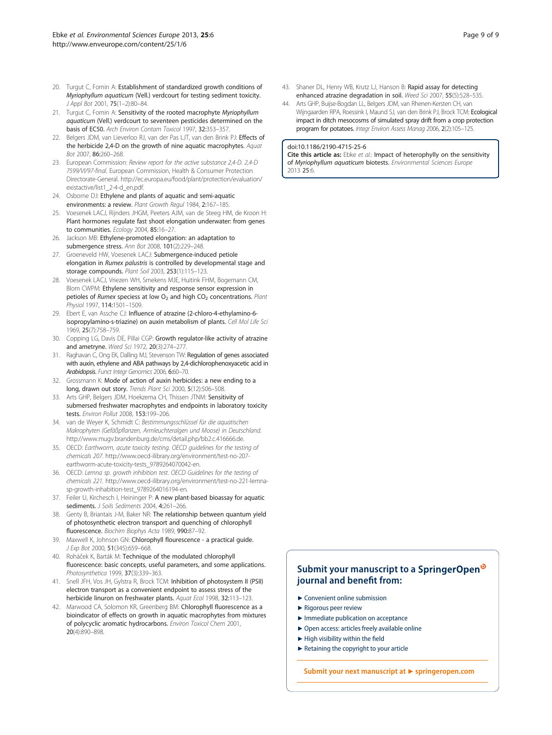20. Turgut C, Fomin A: **Establishment of standardized growth conditions of *Myriophyllum aquaticum* (Vell.) verdcourt for testing sediment toxicity.** *J Appl Bot* 2001, **75**(1–2):80–84.
21. Turgut C, Fomin A: **Sensitivity of the rooted macrophyte *Myriophyllum aquaticum* (Vell.) verdcourt to seventeen pesticides determined on the basis of EC50.** *Arch Environ Contam Toxicol* 1997, **32**:353–357.
22. Belgers JDM, van Lieverloo RJ, van der Pas LJT, van den Brink PJ: **Effects of the herbicide 2,4-D on the growth of nine aquatic macrophytes.** *Aquat Bot* 2007, **86**:260–268.
23. European Commission: *Review report for the active substance 2,4-D. 2,4-D 7599/VI/97-final.* European Commission, Health & Consumer Protection Directorate-General. http://ec.europa.eu/food/plant/protection/evaluation/existactive/list1_2-4-d_en.pdf.
24. Osborne DJ: **Ethylene and plants of aquatic and semi-aquatic environments: a review.** *Plant Growth Regul* 1984, **2**:167–185.
25. Voesenek LACJ, Rijnders JHGM, Peeters AJM, van de Steeg HM, de Kroon H: **Plant hormones regulate fast shoot elongation underwater: from genes to communities.** *Ecology* 2004, **85**:16–27.
26. Jackson MB: **Ethylene-promoted elongation: an adaptation to submergence stress.** *Ann Bot* 2008, **101**(2):229–248.
27. Groeneveld HW, Voesenek LACJ: **Submergence-induced petiole elongation in *Rumex palustris* is controlled by developmental stage and storage compounds.** *Plant Soil* 2003, **253**(1):115–123.
28. Voesenek LACJ, Vriezen WH, Smekens MJE, Huitink FHM, Bogemann CM, Blom CWPM: **Ethylene sensitivity and response sensor expression in petioles of *Rumex* speciess at low $O_2$ and high $CO_2$ concentrations.** *Plant Physiol* 1997, **114**:1501–1509.
29. Ebert E, van Assche CJ: **Influence of atrazine (2-chloro-4-ethylamino-6-isopropylamino-s-triazine) on auxin metabolism of plants.** *Cell Mol Life Sci* 1969, **25**(7):758–759.
30. Copping LG, Davis DE, Pillai CGP: **Growth regulator-like activity of atrazine and ametryne.** *Weed Sci* 1972, **20**(3):274–277.
31. Raghavan C, Ong EK, Dalling MJ, Stevenson TW: **Regulation of genes associated with auxin, ethylene and ABA pathways by 2,4-dichlorophenoxyacetic acid in *Arabidopsis*.** *Funct Integr Genomics* 2006, **6**:60–70.
32. Grossmann K: **Mode of action of auxin herbicides: a new ending to a long, drawn out story.** *Trends Plant Sci* 2000, **5**(12):506–508.
33. Arts GHP, Belgers JDM, Hoekzema CH, Thissen JTNM: **Sensitivity of submersed freshwater macrophytes and endpoints in laboratory toxicity tests.** *Environ Pollut* 2008, **153**:199–206.
34. van de Weyer K, Schmidt C: *Bestimmungsschlüssel für die aquatischen Makrophyten (Gefäßpflanzen, Armleuchteralgen und Moose) in Deutschland.* http://www.mugv.brandenburg.de/cms/detail.php/bb2.c.416666.de.
35. OECD: *Earthworm, acute toxicity testing. OECD guidelines for the testing of chemicals 207.* http://www.oecd-ilibrary.org/environment/test-no-207-earthworm-acute-toxicity-tests_9789264070042-en.
36. OECD: *Lemna sp. growth inhibition test. OECD Guidelines for the testing of chemicals 221.* http://www.oecd-ilibrary.org/environment/test-no-221-lemna-sp-growth-inhabition-test_9789264016194-en.
37. Feiler U, Kirchesch I, Heininger P: **A new plant-based bioassay for aquatic sediments.** *J Soils Sediments* 2004, **4**:261–266.
38. Genty B, Briantais J-M, Baker NR: **The relationship between quantum yield of photosynthetic electron transport and quenching of chlorophyll fluorescence.** *Biochim Biophys Acta* 1989, **990**:87–92.
39. Maxwell K, Johnson GN: **Chlorophyll flourescence - a practical guide.** *J Exp Bot* 2000, **51**(345):659–668.
40. Roháček K, Barták M: **Technique of the modulated chlorophyll fluorescence: basic concepts, useful parameters, and some applications.** *Photosynthetica* 1999, **37**(3):339–363.
41. Snell JFH, Vos JH, Gylstra R, Brock TCM: **Inhibition of photosystem II (PSII) electron transport as a convenient endpoint to assess stress of the herbicide linuron on freshwater plants.** *Aquat Ecol* 1998, **32**:113–123.
42. Marwood CA, Solomon KR, Greenberg BM: **Chlorophyll fluorescence as a bioindicator of effects on growth in aquatic macrophytes from mixtures of polycyclic aromatic hydrocarbons.** *Environ Toxicol Chem* 2001, **20**(4):890–898.
43. Shaner DL, Henry WB, Krutz LJ, Hanson B: **Rapid assay for detecting enhanced atrazine degradation in soil.** *Weed Sci* 2007, **55**(5):528–535.
44. Arts GHP, Buijse-Bogdan LL, Belgers JDM, van Rhenen-Kersten CH, van Wijngaarden RPA, Roessink I, Maund SJ, van den Brink PJ, Brock TCM: **Ecological impact in ditch mesocosms of simulated spray drift from a crop protection program for potatoes.** *Integr Environ Assess Manag* 2006, **2**(2):105–125.

doi:10.1186/2190-4715-25-6
**Cite this article as:** Ebke *et al.*: Impact of heterophylly on the sensitivity of *Myriophyllum aquaticum* biotests. *Environmental Sciences Europe* 2013 **25**:6.

## Submit your manuscript to a SpringerOpen journal and benefit from:

- ► Convenient online submission
- ► Rigorous peer review
- ► Immediate publication on acceptance
- ► Open access: articles freely available online
- ► High visibility within the field
- ► Retaining the copyright to your article

**Submit your next manuscript at ► springeropen.com**